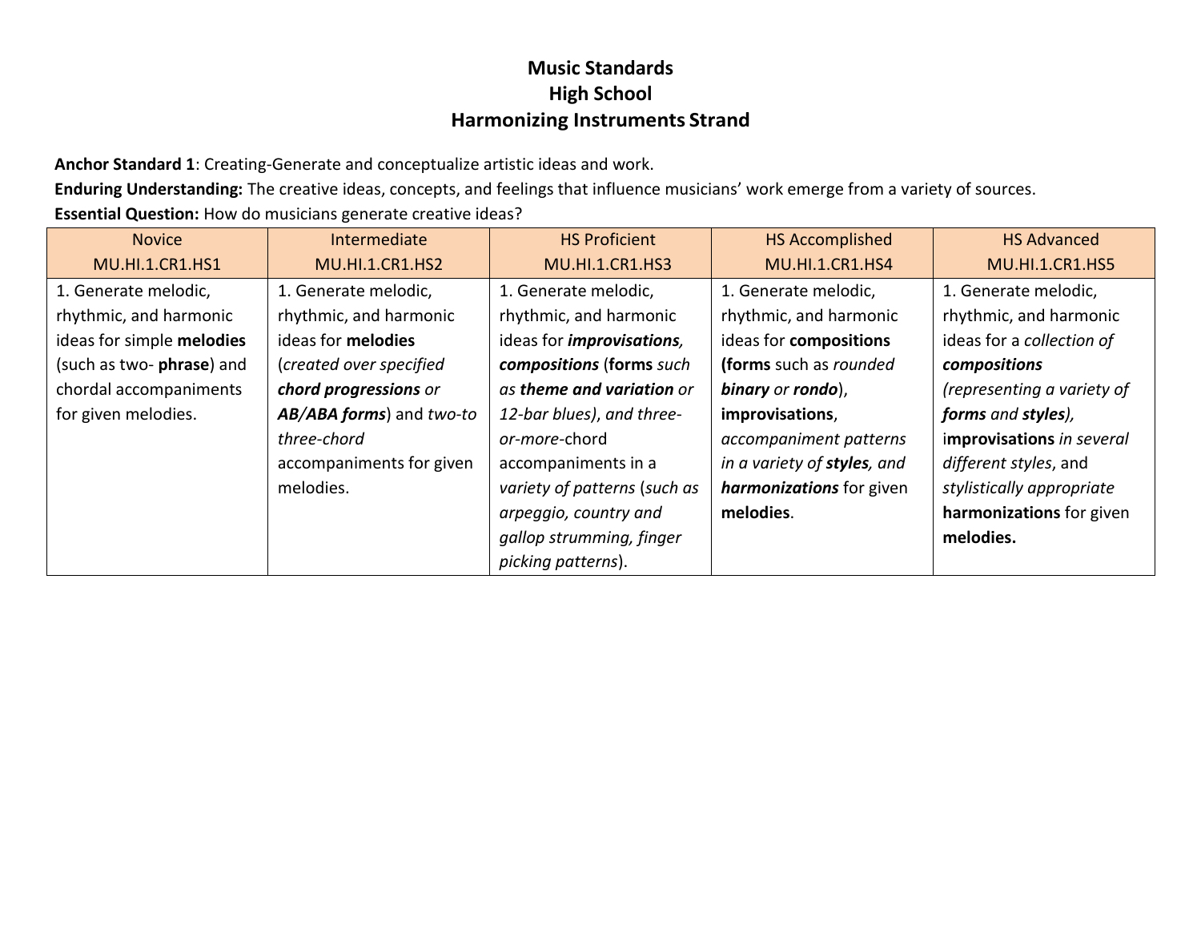# Music Standards
# High School
# Harmonizing Instruments Strand

**Anchor Standard 1**: Creating-Generate and conceptualize artistic ideas and work.

**Enduring Understanding:** The creative ideas, concepts, and feelings that influence musicians' work emerge from a variety of sources.

**Essential Question:** How do musicians generate creative ideas?

| Novice<br>MU.HI.1.CR1.HS1 | Intermediate<br>MU.HI.1.CR1.HS2 | HS Proficient<br>MU.HI.1.CR1.HS3 | HS Accomplished<br>MU.HI.1.CR1.HS4 | HS Advanced<br>MU.HI.1.CR1.HS5 |
|---|---|---|---|---|
| 1. Generate melodic, rhythmic, and harmonic ideas for simple **melodies** (such as two- **phrase**) and chordal accompaniments for given melodies. | 1. Generate melodic, rhythmic, and harmonic ideas for **melodies** (*created over specified* ***chord progressions*** *or* ***AB/ABA forms***) and *two-to three-chord* accompaniments for given melodies. | 1. Generate melodic, rhythmic, and harmonic ideas for ***improvisations***, ***compositions*** (**forms** *such as* ***theme and variation*** *or 12-bar blues*), *and three-or-more-*chord accompaniments in a *variety of patterns* (*such as arpeggio, country and gallop strumming, finger picking patterns*). | 1. Generate melodic, rhythmic, and harmonic ideas for **compositions (forms** such as *rounded* ***binary*** *or* ***rondo***), **improvisations**, *accompaniment patterns in a variety of* ***styles****, and* ***harmonizations*** for given **melodies**. | 1. Generate melodic, rhythmic, and harmonic ideas for a *collection of* ***compositions*** *(representing a variety of* ***forms*** *and* ***styles****)*, i**mprovisations** *in several different styles*, and *stylistically appropriate* **harmonizations** for given **melodies.** |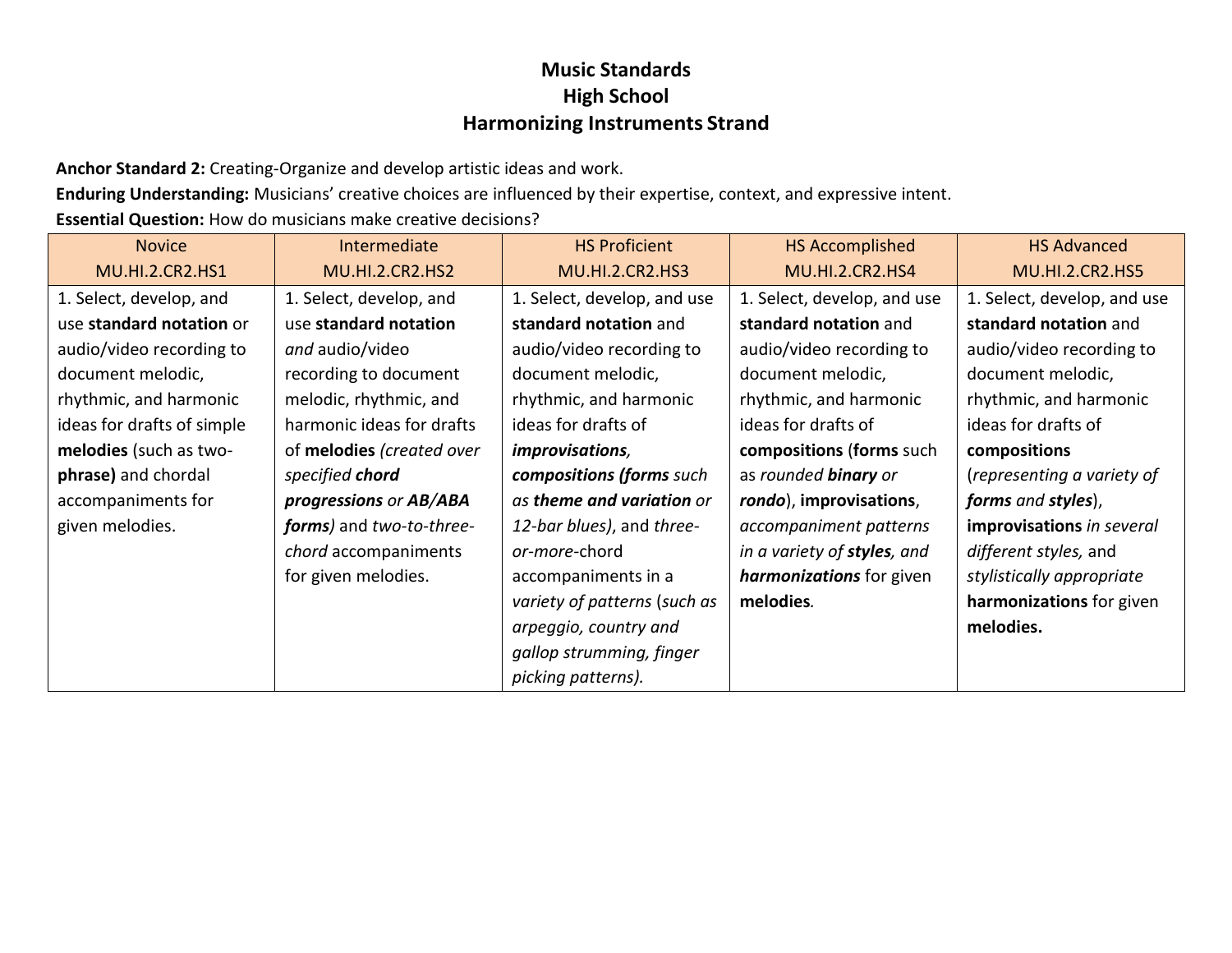# Music Standards
## High School
## Harmonizing Instruments Strand

**Anchor Standard 2:** Creating-Organize and develop artistic ideas and work.

**Enduring Understanding:** Musicians' creative choices are influenced by their expertise, context, and expressive intent.

**Essential Question:** How do musicians make creative decisions?

| Novice MU.HI.2.CR2.HS1 | Intermediate MU.HI.2.CR2.HS2 | HS Proficient MU.HI.2.CR2.HS3 | HS Accomplished MU.HI.2.CR2.HS4 | HS Advanced MU.HI.2.CR2.HS5 |
|---|---|---|---|---|
| 1. Select, develop, and use **standard notation** or audio/video recording to document melodic, rhythmic, and harmonic ideas for drafts of simple **melodies** (such as two-**phrase)** and chordal accompaniments for given melodies. | 1. Select, develop, and use **standard notation** *and* audio/video recording to document melodic, rhythmic, and harmonic ideas for drafts of **melodies** *(created over specified **chord progressions** or **AB/ABA forms**)* and *two-to-three-chord* accompaniments for given melodies. | 1. Select, develop, and use **standard notation** and audio/video recording to document melodic, rhythmic, and harmonic ideas for drafts of ***improvisations***, ***compositions (forms** such as **theme and variation** or 12-bar blues)*, and *three-or-more*-chord accompaniments in a *variety of patterns* (*such as arpeggio, country and gallop strumming, finger picking patterns).* | 1. Select, develop, and use **standard notation** and audio/video recording to document melodic, rhythmic, and harmonic ideas for drafts of **compositions** (**forms** such as *rounded **binary** or **rondo***), **improvisations**, *accompaniment patterns in a variety of **styles**, and **harmonizations*** for given **melodies**. | 1. Select, develop, and use **standard notation** and audio/video recording to document melodic, rhythmic, and harmonic ideas for drafts of **compositions** (*representing a variety of **forms** and **styles***), **improvisations** *in several different styles,* and *stylistically appropriate* **harmonizations** for given **melodies.** |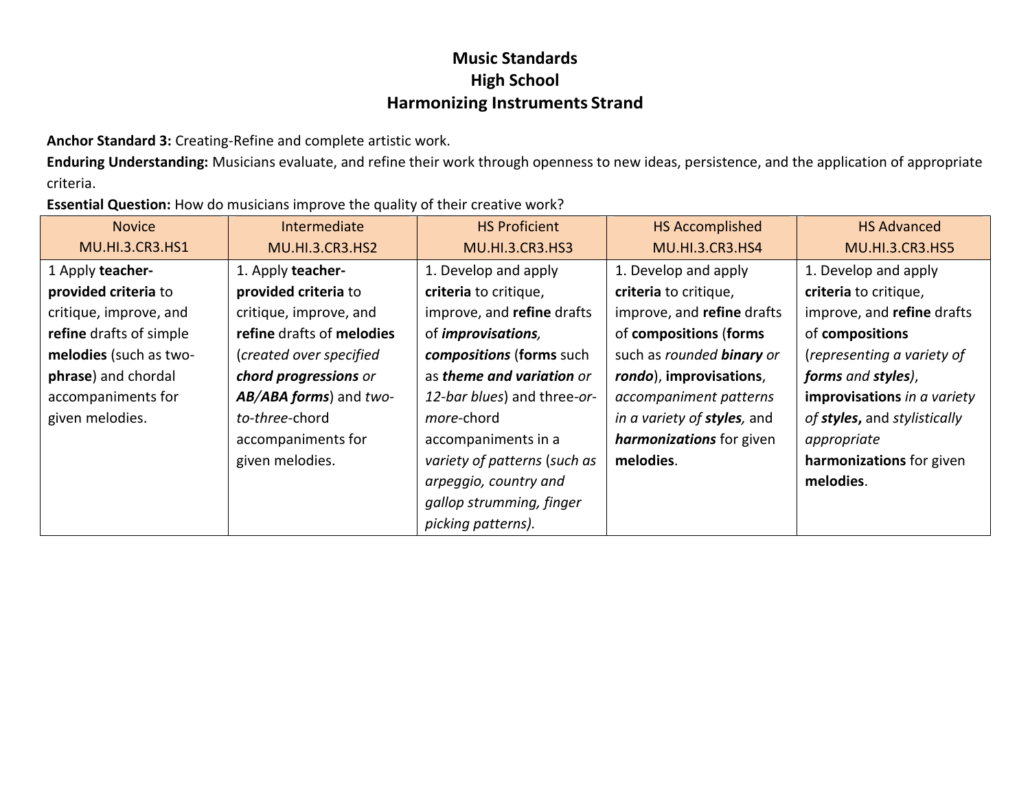# Music Standards
## High School
## Harmonizing Instruments Strand

**Anchor Standard 3:** Creating-Refine and complete artistic work.

**Enduring Understanding:** Musicians evaluate, and refine their work through openness to new ideas, persistence, and the application of appropriate criteria.

**Essential Question:** How do musicians improve the quality of their creative work?

| Novice MU.HI.3.CR3.HS1 | Intermediate MU.HI.3.CR3.HS2 | HS Proficient MU.HI.3.CR3.HS3 | HS Accomplished MU.HI.3.CR3.HS4 | HS Advanced MU.HI.3.CR3.HS5 |
|---|---|---|---|---|
| 1 Apply **teacher-provided criteria** to critique, improve, and **refine** drafts of simple **melodies** (such as two-**phrase**) and chordal accompaniments for given melodies. | 1. Apply **teacher-provided criteria** to critique, improve, and **refine** drafts of **melodies** (*created over specified* ***chord progressions*** *or* ***AB/ABA forms***) and *two-to-three*-chord accompaniments for given melodies. | 1. Develop and apply **criteria** to critique, improve, and **refine** drafts of ***improvisations, compositions*** (**forms** such as ***theme and variation*** *or 12-bar blues*) and three-*or-more*-chord accompaniments in a *variety of patterns* (*such as arpeggio, country and gallop strumming, finger picking patterns).* | 1. Develop and apply **criteria** to critique, improve, and **refine** drafts of **compositions** (**forms** such as *rounded* ***binary*** *or* ***rondo***), **improvisations**, *accompaniment patterns in a variety of* ***styles,*** and ***harmonizations*** for given **melodies**. | 1. Develop and apply **criteria** to critique, improve, and **refine** drafts of **compositions** (*representing a variety of* ***forms*** *and* ***styles***), **improvisations** *in a variety of* ***styles*****,** and *stylistically appropriate* **harmonizations** for given **melodies**. |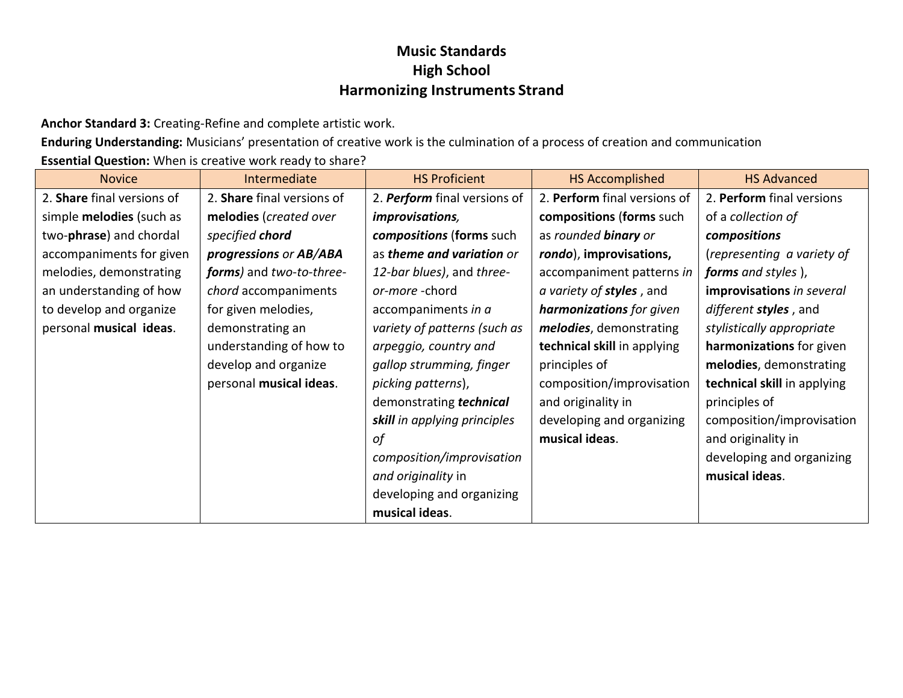# Music Standards
## High School
## Harmonizing Instruments Strand

**Anchor Standard 3:** Creating-Refine and complete artistic work.

**Enduring Understanding:** Musicians' presentation of creative work is the culmination of a process of creation and communication

**Essential Question:** When is creative work ready to share?

| Novice | Intermediate | HS Proficient | HS Accomplished | HS Advanced |
|---|---|---|---|---|
| 2. **Share** final versions of simple **melodies** (such as two-**phrase**) and chordal accompaniments for given melodies, demonstrating an understanding of how to develop and organize personal **musical ideas**. | 2. **Share** final versions of **melodies** (*created over specified **chord progressions** or **AB/ABA forms***) and *two-to-three-chord* accompaniments for given melodies, demonstrating an understanding of how to develop and organize personal **musical ideas**. | 2. ***Perform*** final versions of ***improvisations, compositions*** (**forms** such as ***theme and variation*** *or 12-bar blues)*, and *three-or-more* -chord accompaniments *in a variety of patterns (such as arpeggio, country and gallop strumming, finger picking patterns*), demonstrating ***technical skill*** *in applying principles of composition/improvisation and originality* in developing and organizing **musical ideas**. | 2. **Perform** final versions of **compositions** (**forms** such as *rounded **binary** or **rondo***), **improvisations,** accompaniment patterns *in a variety of **styles***, and ***harmonizations*** *for given **melodies***, demonstrating **technical skill** in applying principles of composition/improvisation and originality in developing and organizing **musical ideas**. | 2. **Perform** final versions of a *collection of **compositions*** (*representing a variety of **forms** and styles* ), **improvisations** *in several different **styles***, and *stylistically appropriate* **harmonizations** for given **melodies**, demonstrating **technical skill** in applying principles of composition/improvisation and originality in developing and organizing **musical ideas**. |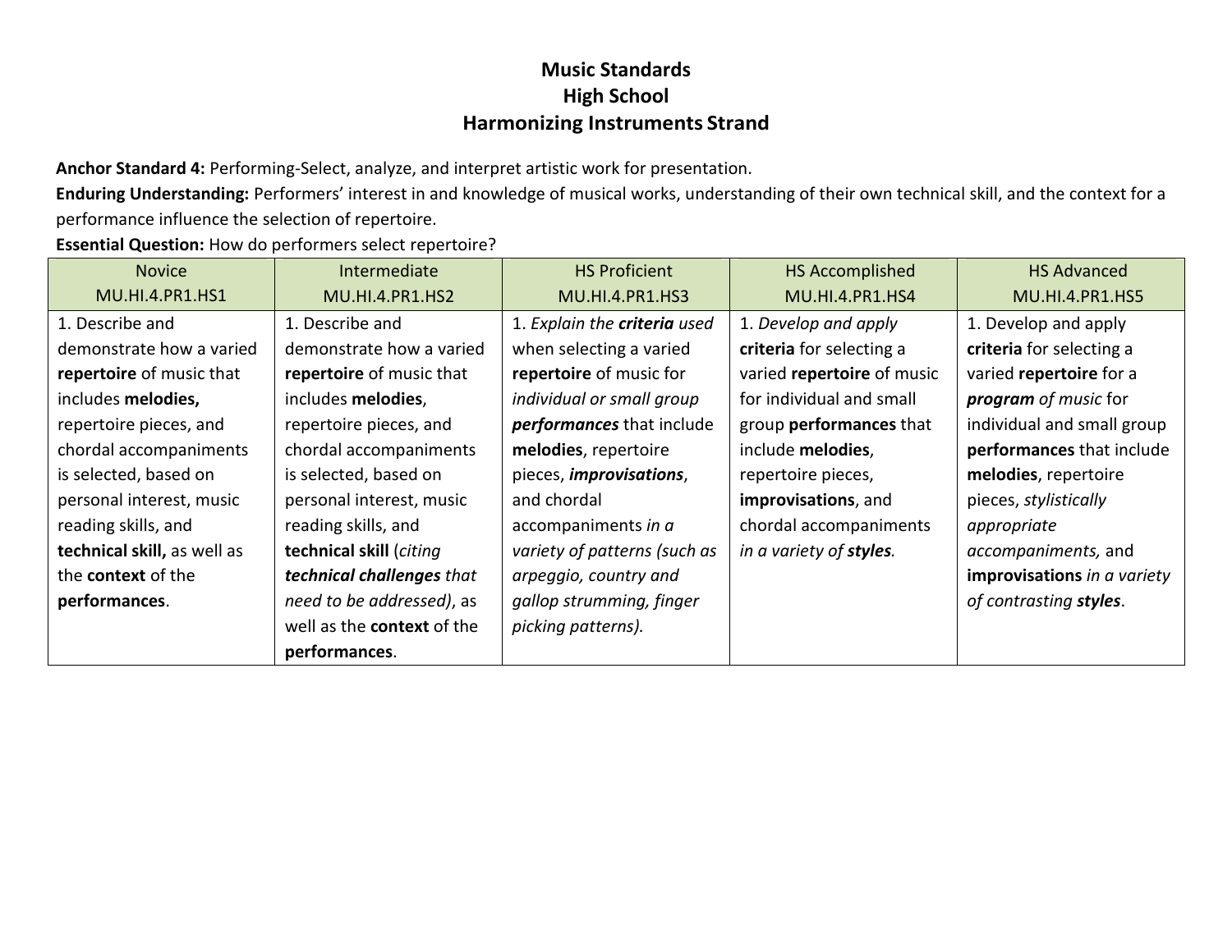# Music Standards
# High School
# Harmonizing Instruments Strand

**Anchor Standard 4:** Performing-Select, analyze, and interpret artistic work for presentation.
**Enduring Understanding:** Performers' interest in and knowledge of musical works, understanding of their own technical skill, and the context for a performance influence the selection of repertoire.
**Essential Question:** How do performers select repertoire?

| Novice MU.HI.4.PR1.HS1 | Intermediate MU.HI.4.PR1.HS2 | HS Proficient MU.HI.4.PR1.HS3 | HS Accomplished MU.HI.4.PR1.HS4 | HS Advanced MU.HI.4.PR1.HS5 |
|---|---|---|---|---|
| 1. Describe and demonstrate how a varied **repertoire** of music that includes **melodies,** repertoire pieces, and chordal accompaniments is selected, based on personal interest, music reading skills, and **technical skill,** as well as the **context** of the **performances**. | 1. Describe and demonstrate how a varied **repertoire** of music that includes **melodies**, repertoire pieces, and chordal accompaniments is selected, based on personal interest, music reading skills, and **technical skill** (*citing **technical challenges** that need to be addressed)*, as well as the **context** of the **performances**. | 1. *Explain the **criteria** used* when selecting a varied **repertoire** of music for *individual or small group **performances*** that include **melodies**, repertoire pieces, ***improvisations***, and chordal accompaniments *in a variety of patterns (such as arpeggio, country and gallop strumming, finger picking patterns).* | 1. *Develop and apply* **criteria** for selecting a varied **repertoire** of music for individual and small group **performances** that include **melodies**, repertoire pieces, **improvisations**, and chordal accompaniments *in a variety of **styles**.* | 1. Develop and apply **criteria** for selecting a varied **repertoire** for a ***program** of music* for individual and small group **performances** that include **melodies**, repertoire pieces, *stylistically appropriate accompaniments,* and **improvisations** *in a variety of contrasting **styles***. |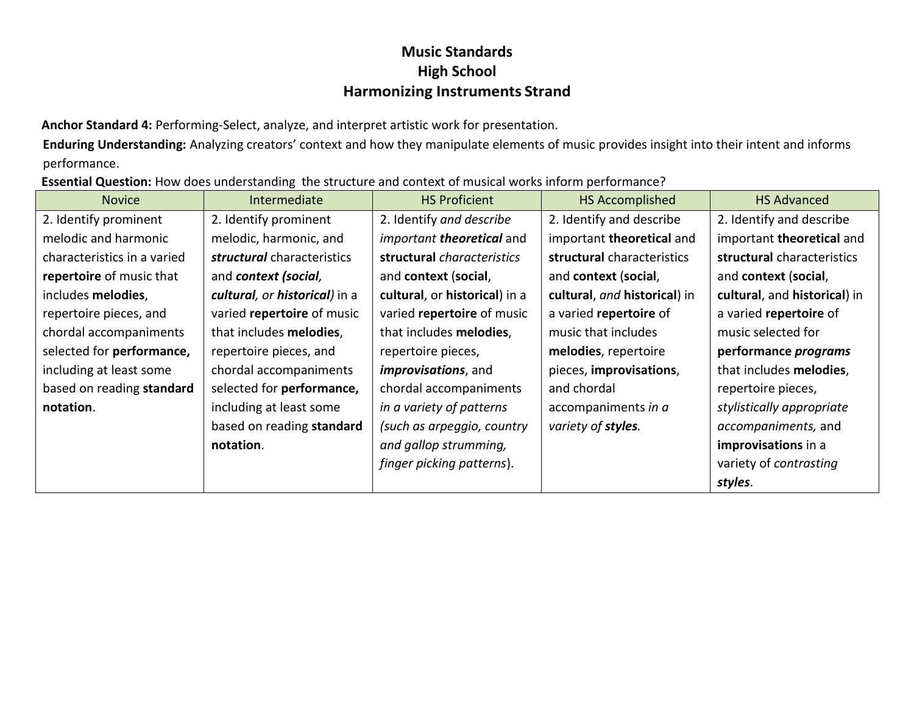# Music Standards
## High School
## Harmonizing Instruments Strand

**Anchor Standard 4:** Performing-Select, analyze, and interpret artistic work for presentation.

**Enduring Understanding:** Analyzing creators' context and how they manipulate elements of music provides insight into their intent and informs performance.

**Essential Question:** How does understanding the structure and context of musical works inform performance?

| Novice | Intermediate | HS Proficient | HS Accomplished | HS Advanced |
|---|---|---|---|---|
| 2. Identify prominent melodic and harmonic characteristics in a varied **repertoire** of music that includes **melodies**, repertoire pieces, and chordal accompaniments selected for **performance,** including at least some based on reading **standard notation**. | 2. Identify prominent melodic, harmonic, and ***structural*** characteristics and ***context (social, cultural,*** *or* ***historical)*** in a varied **repertoire** of music that includes **melodies**, repertoire pieces, and chordal accompaniments selected for **performance,** including at least some based on reading **standard notation**. | 2. Identify *and describe important* ***theoretical*** and **structural** *characteristics* and **context** (**social**, **cultural**, or **historical**) in a varied **repertoire** of music that includes **melodies**, repertoire pieces, ***improvisations***, and chordal accompaniments *in a variety of patterns (such as arpeggio, country and gallop strumming, finger picking patterns*). | 2. Identify and describe important **theoretical** and **structural** characteristics and **context** (**social**, **cultural**, *and* **historical**) in a varied **repertoire** of music that includes **melodies**, repertoire pieces, **improvisations**, and chordal accompaniments *in a variety of* ***styles****.* | 2. Identify and describe important **theoretical** and **structural** characteristics and **context** (**social**, **cultural**, and **historical**) in a varied **repertoire** of music selected for **performance *programs*** that includes **melodies**, repertoire pieces, *stylistically appropriate accompaniments,* and **improvisations** in a variety of *contrasting* ***styles***. |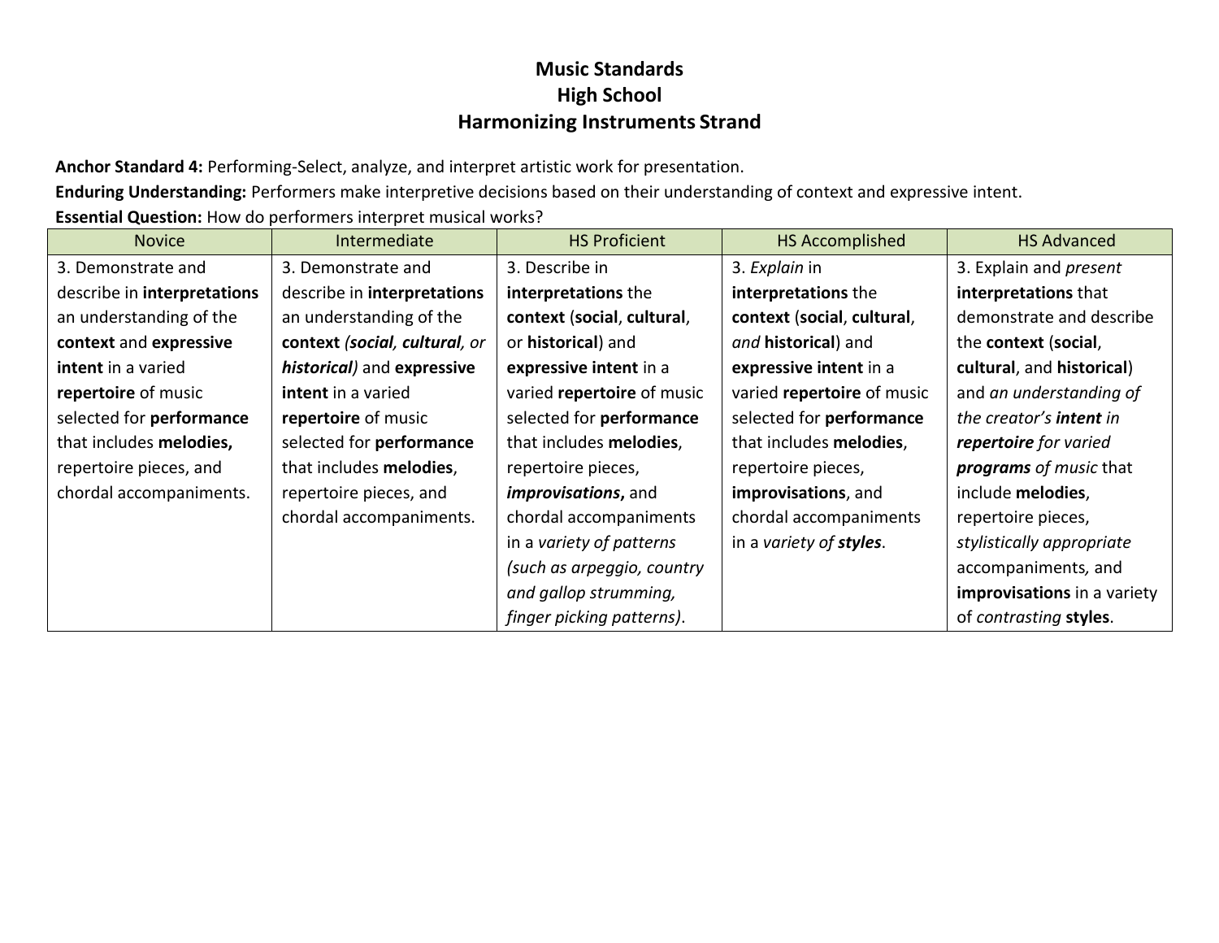# Music Standards
## High School
## Harmonizing Instruments Strand

**Anchor Standard 4:** Performing-Select, analyze, and interpret artistic work for presentation.

**Enduring Understanding:** Performers make interpretive decisions based on their understanding of context and expressive intent.

**Essential Question:** How do performers interpret musical works?

| Novice | Intermediate | HS Proficient | HS Accomplished | HS Advanced |
|---|---|---|---|---|
| 3. Demonstrate and describe in **interpretations** an understanding of the **context** and **expressive intent** in a varied **repertoire** of music selected for **performance** that includes **melodies,** repertoire pieces, and chordal accompaniments. | 3. Demonstrate and describe in **interpretations** an understanding of the **context** *(**social**, **cultural**, or **historical**)* and **expressive intent** in a varied **repertoire** of music selected for **performance** that includes **melodies**, repertoire pieces, and chordal accompaniments. | 3. Describe in **interpretations** the **context** (**social**, **cultural**, or **historical**) and **expressive intent** in a varied **repertoire** of music selected for **performance** that includes **melodies**, repertoire pieces, ***improvisations*****,** and chordal accompaniments in a *variety of patterns (such as arpeggio, country and gallop strumming, finger picking patterns)*. | 3. *Explain* in **interpretations** the **context** (**social**, **cultural**, *and* **historical**) and **expressive intent** in a varied **repertoire** of music selected for **performance** that includes **melodies**, repertoire pieces, **improvisations**, and chordal accompaniments in a *variety of **styles***. | 3. Explain and *present* **interpretations** that demonstrate and describe the **context** (**social**, **cultural**, and **historical**) and *an understanding of the creator's **intent** in **repertoire** for varied **programs** of music* that include **melodies**, repertoire pieces, *stylistically appropriate* accompaniments*,* and **improvisations** in a variety of *contrasting* **styles**. |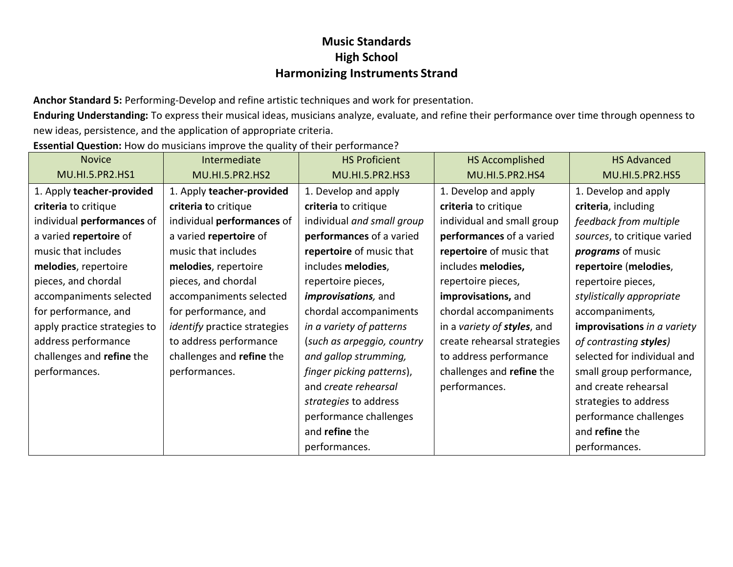# Music Standards
## High School
## Harmonizing Instruments Strand

**Anchor Standard 5:** Performing-Develop and refine artistic techniques and work for presentation.
**Enduring Understanding:** To express their musical ideas, musicians analyze, evaluate, and refine their performance over time through openness to new ideas, persistence, and the application of appropriate criteria.
**Essential Question:** How do musicians improve the quality of their performance?

| Novice MU.HI.5.PR2.HS1 | Intermediate MU.HI.5.PR2.HS2 | HS Proficient MU.HI.5.PR2.HS3 | HS Accomplished MU.HI.5.PR2.HS4 | HS Advanced MU.HI.5.PR2.HS5 |
|---|---|---|---|---|
| 1. Apply **teacher-provided criteria** to critique individual **performances** of a varied **repertoire** of music that includes **melodies**, repertoire pieces, and chordal accompaniments selected for performance, and apply practice strategies to address performance challenges and **refine** the performances. | 1. Apply **teacher-provided criteria t**o critique individual **performances** of a varied **repertoire** of music that includes **melodies**, repertoire pieces, and chordal accompaniments selected for performance, and *identify* practice strategies to address performance challenges and **refine** the performances. | 1. Develop and apply **criteria** to critique individual *and small group* **performances** of a varied **repertoire** of music that includes **melodies**, repertoire pieces, ***improvisations**,* and chordal accompaniments *in a variety of patterns* (*such as arpeggio, country and gallop strumming, finger picking patterns*), and *create rehearsal strategies* to address performance challenges and **refine** the performances. | 1. Develop and apply **criteria** to critique individual and small group **performances** of a varied **repertoire** of music that includes **melodies,** repertoire pieces, **improvisations,** and chordal accompaniments in a *variety of **styles***, and create rehearsal strategies to address performance challenges and **refine** the performances. | 1. Develop and apply **criteria**, including *feedback from multiple sources*, to critique varied ***programs*** of music **repertoire** (**melodies**, repertoire pieces, *stylistically appropriate* accompaniments, **improvisations** *in a variety of contrasting **styles**)* selected for individual and small group performance, and create rehearsal strategies to address performance challenges and **refine** the performances. |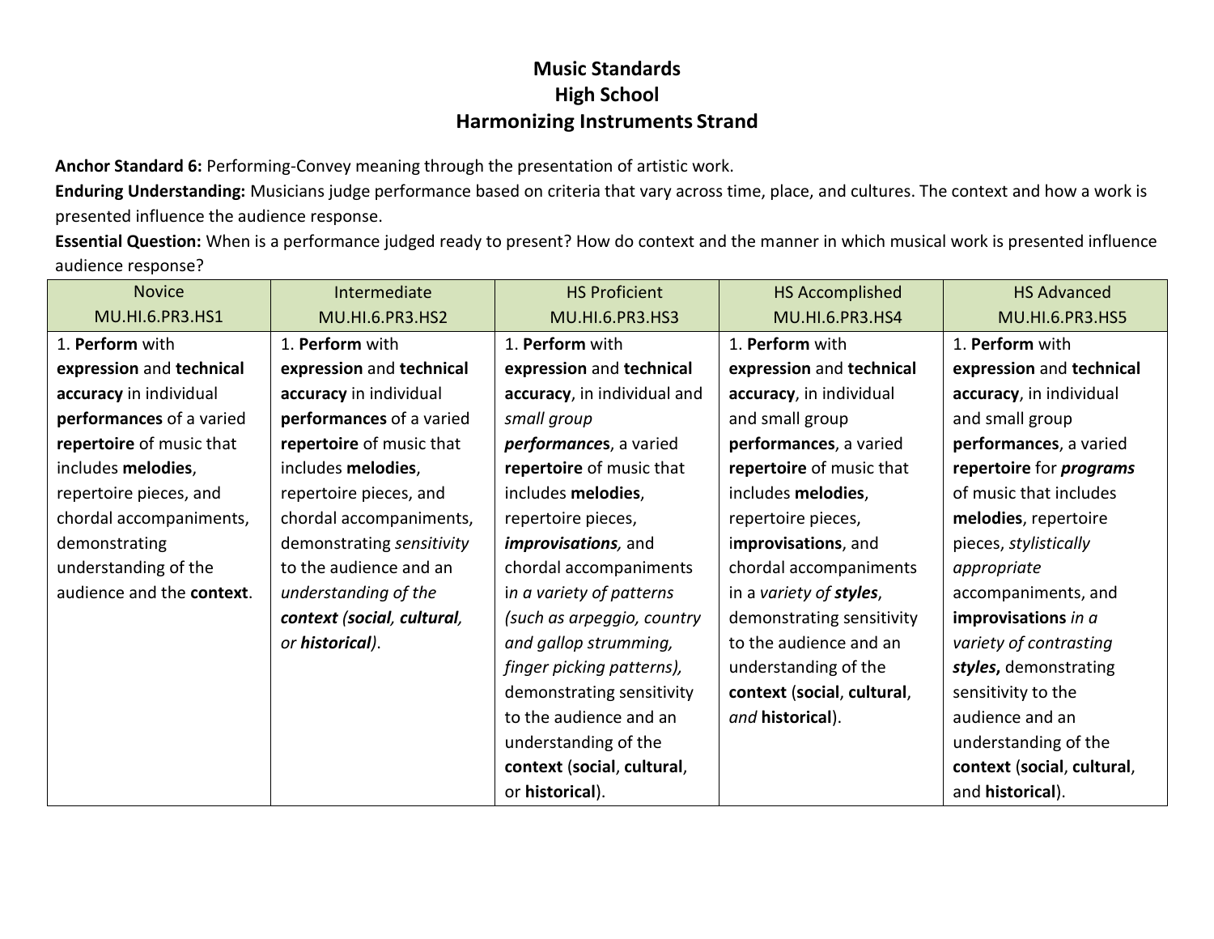# Music Standards
## High School
## Harmonizing Instruments Strand

**Anchor Standard 6:** Performing-Convey meaning through the presentation of artistic work.
**Enduring Understanding:** Musicians judge performance based on criteria that vary across time, place, and cultures. The context and how a work is presented influence the audience response.
**Essential Question:** When is a performance judged ready to present? How do context and the manner in which musical work is presented influence audience response?

| Novice MU.HI.6.PR3.HS1 | Intermediate MU.HI.6.PR3.HS2 | HS Proficient MU.HI.6.PR3.HS3 | HS Accomplished MU.HI.6.PR3.HS4 | HS Advanced MU.HI.6.PR3.HS5 |
|---|---|---|---|---|
| 1. **Perform** with **expression** and **technical accuracy** in individual **performances** of a varied **repertoire** of music that includes **melodies**, repertoire pieces, and chordal accompaniments, demonstrating understanding of the audience and the **context**. | 1. **Perform** with **expression** and **technical accuracy** in individual **performances** of a varied **repertoire** of music that includes **melodies**, repertoire pieces, and chordal accompaniments, demonstrating *sensitivity* to the audience and an *understanding of the* ***context*** *(**social**, **cultural**, or **historical**)*. | 1. **Perform** with **expression** and **technical accuracy**, in individual and *small group* ***performances***, a varied **repertoire** of music that includes **melodies**, repertoire pieces, ***improvisations**,* and chordal accompaniments *in a variety of patterns (such as arpeggio, country and gallop strumming, finger picking patterns),* demonstrating sensitivity to the audience and an understanding of the **context** (**social**, **cultural**, or **historical**). | 1. **Perform** with **expression** and **technical accuracy**, in individual and small group **performances**, a varied **repertoire** of music that includes **melodies**, repertoire pieces, i**mprovisations**, and chordal accompaniments in a *variety of* ***styles***, demonstrating sensitivity to the audience and an understanding of the **context** (**social**, **cultural**, *and* **historical**). | 1. **Perform** with **expression** and **technical accuracy**, in individual and small group **performances**, a varied **repertoire** for ***programs*** of music that includes **melodies**, repertoire pieces, *stylistically appropriate* accompaniments, and **improvisations** *in a variety of contrasting* ***styles*****,** demonstrating sensitivity to the audience and an understanding of the **context** (**social**, **cultural**, and **historical**). |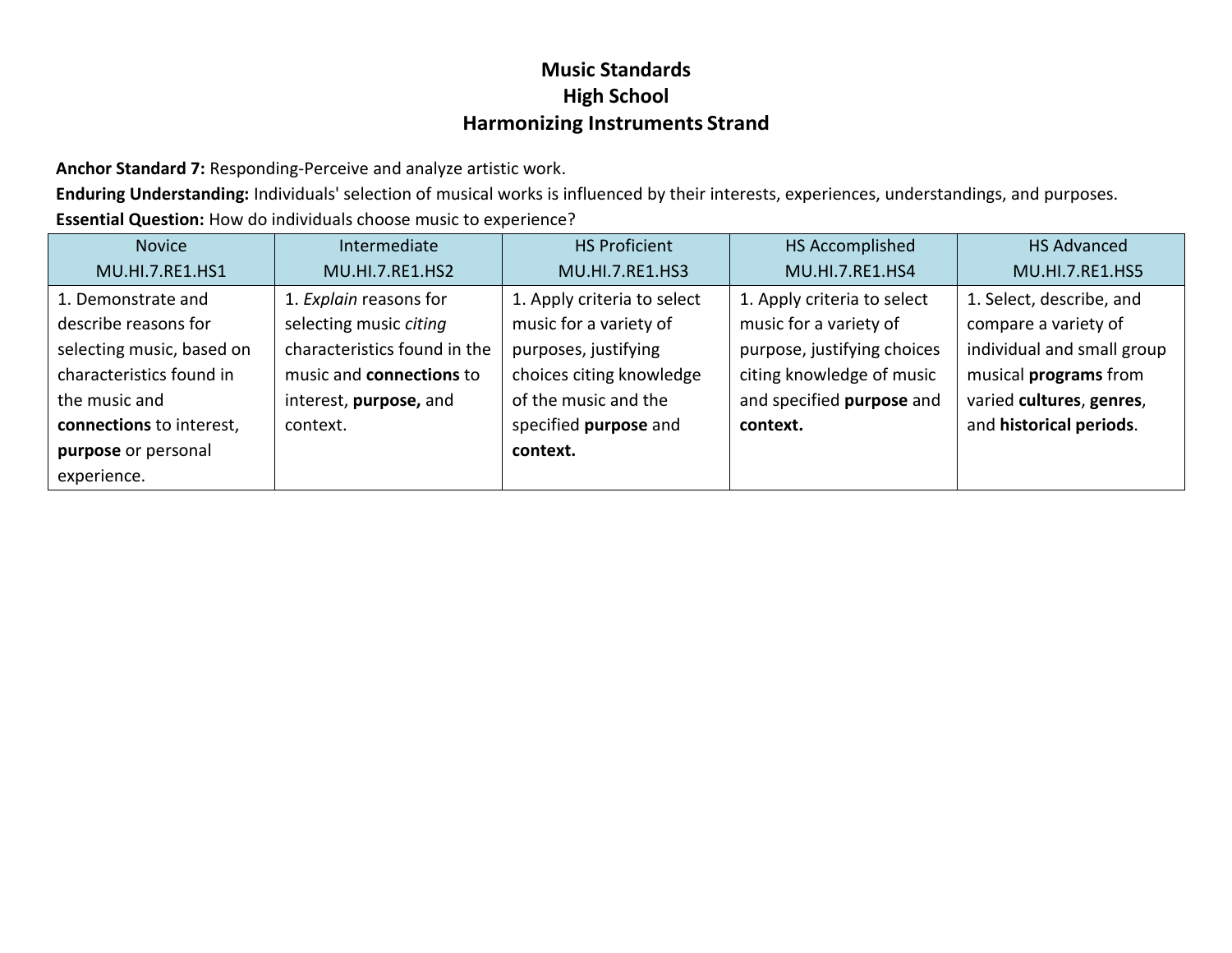# Music Standards
## High School
## Harmonizing Instruments Strand

**Anchor Standard 7:** Responding-Perceive and analyze artistic work.
**Enduring Understanding:** Individuals' selection of musical works is influenced by their interests, experiences, understandings, and purposes.
**Essential Question:** How do individuals choose music to experience?

| Novice<br>MU.HI.7.RE1.HS1 | Intermediate<br>MU.HI.7.RE1.HS2 | HS Proficient<br>MU.HI.7.RE1.HS3 | HS Accomplished<br>MU.HI.7.RE1.HS4 | HS Advanced<br>MU.HI.7.RE1.HS5 |
|---|---|---|---|---|
| 1. Demonstrate and describe reasons for selecting music, based on characteristics found in the music and **connections** to interest, **purpose** or personal experience. | 1. *Explain* reasons for selecting music *citing* characteristics found in the music and **connections** to interest, **purpose,** and context. | 1. Apply criteria to select music for a variety of purposes, justifying choices citing knowledge of the music and the specified **purpose** and **context.** | 1. Apply criteria to select music for a variety of purpose, justifying choices citing knowledge of music and specified **purpose** and **context.** | 1. Select, describe, and compare a variety of individual and small group musical **programs** from varied **cultures**, **genres**, and **historical periods**. |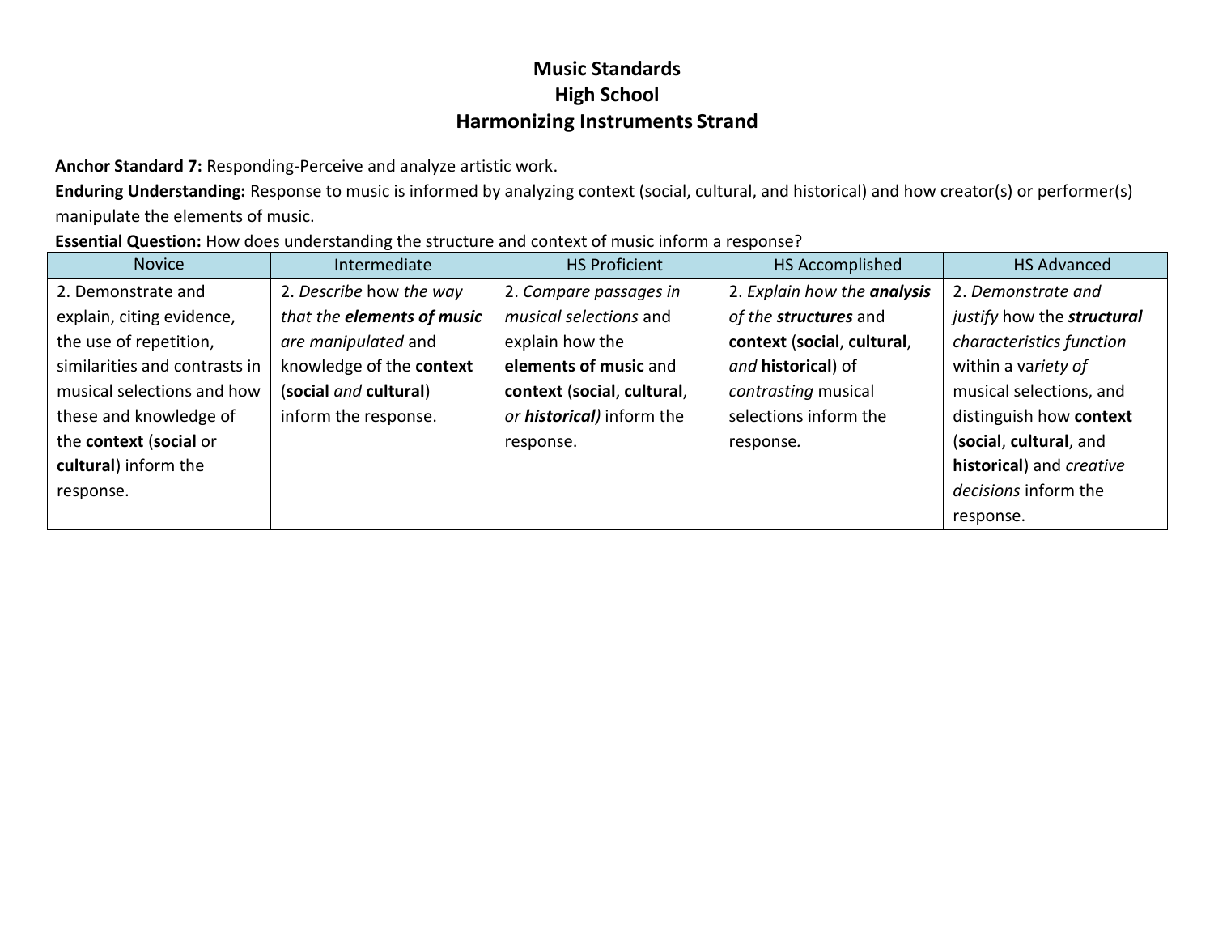# Music Standards
## High School
## Harmonizing Instruments Strand

**Anchor Standard 7:** Responding-Perceive and analyze artistic work.

**Enduring Understanding:** Response to music is informed by analyzing context (social, cultural, and historical) and how creator(s) or performer(s) manipulate the elements of music.

**Essential Question:** How does understanding the structure and context of music inform a response?

| Novice | Intermediate | HS Proficient | HS Accomplished | HS Advanced |
|---|---|---|---|---|
| 2. Demonstrate and explain, citing evidence, the use of repetition, similarities and contrasts in musical selections and how these and knowledge of the **context** (**social** or **cultural**) inform the response. | 2. *Describe* how *the way that the **elements of music** are manipulated* and knowledge of the **context** (**social** *and* **cultural**) inform the response. | 2. *Compare passages in musical selections* and explain how the **elements of music** and **context** (**social**, **cultural**, *or **historical**)* inform the response. | 2. *Explain how the **analysis** of the **structures*** and **context** (**social**, **cultural**, *and* **historical**) of *contrasting* musical selections inform the response. | 2. *Demonstrate and justify* how the ***structural** characteristics function* within a va*riety of* musical selections, and distinguish how **context** (**social**, **cultural**, and **historical**) and *creative decisions* inform the response. |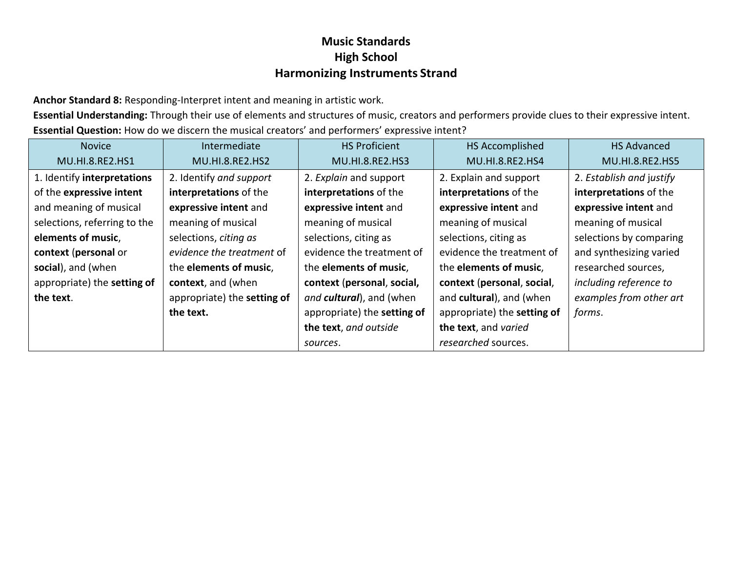# Music Standards
## High School
## Harmonizing Instruments Strand

**Anchor Standard 8:** Responding-Interpret intent and meaning in artistic work.
**Essential Understanding:** Through their use of elements and structures of music, creators and performers provide clues to their expressive intent.
**Essential Question:** How do we discern the musical creators' and performers' expressive intent?

| Novice MU.HI.8.RE2.HS1 | Intermediate MU.HI.8.RE2.HS2 | HS Proficient MU.HI.8.RE2.HS3 | HS Accomplished MU.HI.8.RE2.HS4 | HS Advanced MU.HI.8.RE2.HS5 |
|---|---|---|---|---|
| 1. Identify **interpretations** of the **expressive intent** and meaning of musical selections, referring to the **elements of music**, **context** (**personal** or **social**), and (when appropriate) the **setting of the text**. | 2. Identify *and support* **interpretations** of the **expressive intent** and meaning of musical selections, *citing as evidence the treatment* of the **elements of music**, **context**, and (when appropriate) the **setting of the text.** | 2. *Explain* and support **interpretations** of the **expressive intent** and meaning of musical selections, citing as evidence the treatment of the **elements of music**, **context** (**personal**, **social,** *and* ***cultural***), and (when appropriate) the **setting of the text**, *and outside sources*. | 2. Explain and support **interpretations** of the **expressive intent** and meaning of musical selections, citing as evidence the treatment of the **elements of music**, **context** (**personal**, **social**, and **cultural**), and (when appropriate) the **setting of the text**, and *varied researched* sources. | 2. *Establish and justify* **interpretations** of the **expressive intent** and meaning of musical selections by comparing and synthesizing varied researched sources, *including reference to examples from other art forms*. |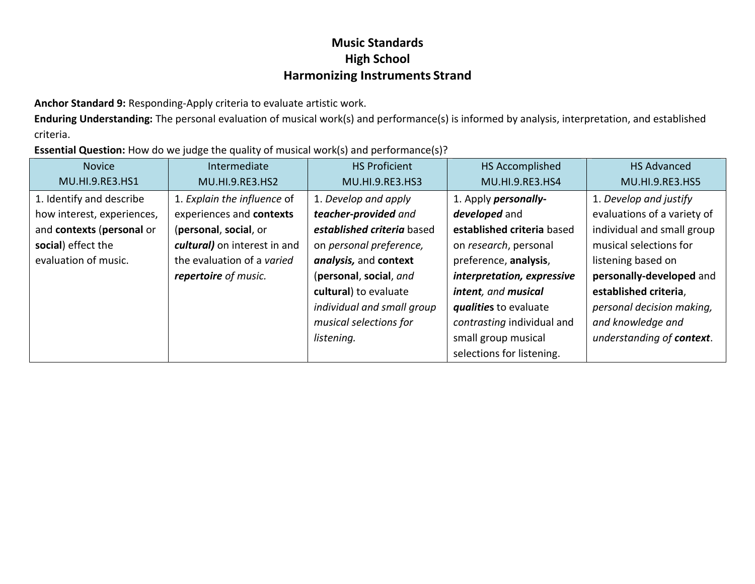# Music Standards
## High School
## Harmonizing Instruments Strand

**Anchor Standard 9:** Responding-Apply criteria to evaluate artistic work.
**Enduring Understanding:** The personal evaluation of musical work(s) and performance(s) is informed by analysis, interpretation, and established criteria.
**Essential Question:** How do we judge the quality of musical work(s) and performance(s)?

| Novice<br>MU.HI.9.RE3.HS1 | Intermediate<br>MU.HI.9.RE3.HS2 | HS Proficient<br>MU.HI.9.RE3.HS3 | HS Accomplished<br>MU.HI.9.RE3.HS4 | HS Advanced<br>MU.HI.9.RE3.HS5 |
|---|---|---|---|---|
| 1. Identify and describe how interest, experiences, and **contexts** (**personal** or **social**) effect the evaluation of music. | 1. *Explain the influence* of experiences and **contexts** (**personal**, **social**, or ***cultural)*** on interest in and the evaluation of a *varied* ***repertoire*** *of music.* | 1. *Develop and apply* ***teacher-provided*** *and* ***established criteria*** based on *personal preference,* ***analysis,*** and **context** (**personal**, **social**, *and* **cultural**) to evaluate *individual and small group musical selections for listening.* | 1. Apply ***personally-developed*** and **established criteria** based on *research*, personal preference, **analysis**, ***interpretation, expressive intent****, and* ***musical qualities*** to evaluate *contrasting* individual and small group musical selections for listening. | 1. *Develop and justify* evaluations of a variety of individual and small group musical selections for listening based on **personally-developed** and **established criteria**, *personal decision making, and knowledge and understanding of* ***context***. |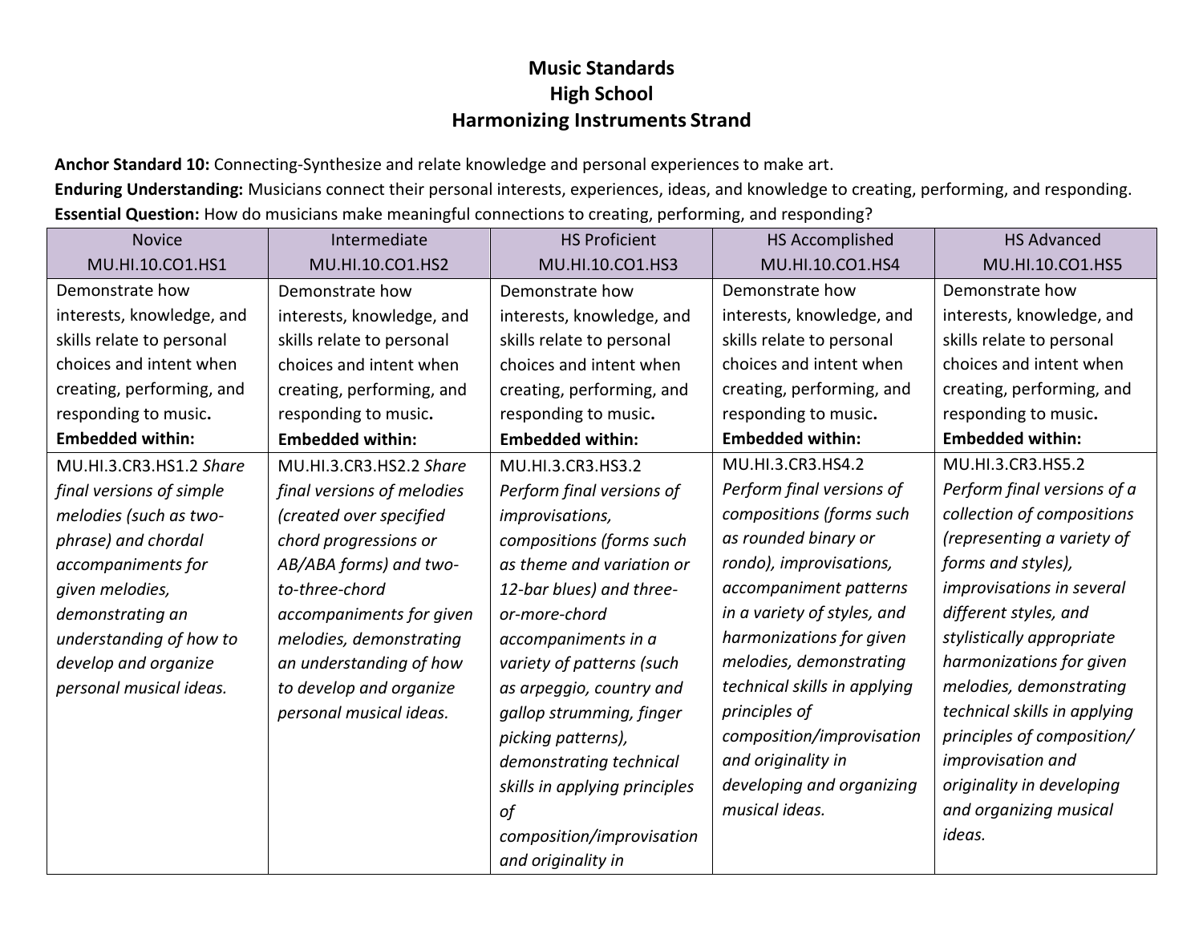**Music Standards**
**High School**
**Harmonizing Instruments Strand**

**Anchor Standard 10:** Connecting-Synthesize and relate knowledge and personal experiences to make art.
**Enduring Understanding:** Musicians connect their personal interests, experiences, ideas, and knowledge to creating, performing, and responding.
**Essential Question:** How do musicians make meaningful connections to creating, performing, and responding?

| Novice MU.HI.10.CO1.HS1 | Intermediate MU.HI.10.CO1.HS2 | HS Proficient MU.HI.10.CO1.HS3 | HS Accomplished MU.HI.10.CO1.HS4 | HS Advanced MU.HI.10.CO1.HS5 |
|---|---|---|---|---|
| Demonstrate how interests, knowledge, and skills relate to personal choices and intent when creating, performing, and responding to music. **Embedded within:** | Demonstrate how interests, knowledge, and skills relate to personal choices and intent when creating, performing, and responding to music. **Embedded within:** | Demonstrate how interests, knowledge, and skills relate to personal choices and intent when creating, performing, and responding to music. **Embedded within:** | Demonstrate how interests, knowledge, and skills relate to personal choices and intent when creating, performing, and responding to music. **Embedded within:** | Demonstrate how interests, knowledge, and skills relate to personal choices and intent when creating, performing, and responding to music. **Embedded within:** |
| MU.HI.3.CR3.HS1.2 *Share final versions of simple melodies (such as two-phrase) and chordal accompaniments for given melodies, demonstrating an understanding of how to develop and organize personal musical ideas.* | MU.HI.3.CR3.HS2.2 *Share final versions of melodies (created over specified chord progressions or AB/ABA forms) and two-to-three-chord accompaniments for given melodies, demonstrating an understanding of how to develop and organize personal musical ideas.* | MU.HI.3.CR3.HS3.2 *Perform final versions of improvisations, compositions (forms such as theme and variation or 12-bar blues) and three-or-more-chord accompaniments in a variety of patterns (such as arpeggio, country and gallop strumming, finger picking patterns), demonstrating technical skills in applying principles of composition/improvisation and originality in* | MU.HI.3.CR3.HS4.2 *Perform final versions of compositions (forms such as rounded binary or rondo), improvisations, accompaniment patterns in a variety of styles, and harmonizations for given melodies, demonstrating technical skills in applying principles of composition/improvisation and originality in developing and organizing musical ideas.* | MU.HI.3.CR3.HS5.2 *Perform final versions of a collection of compositions (representing a variety of forms and styles), improvisations in several different styles, and stylistically appropriate harmonizations for given melodies, demonstrating technical skills in applying principles of composition/ improvisation and originality in developing and organizing musical ideas.* |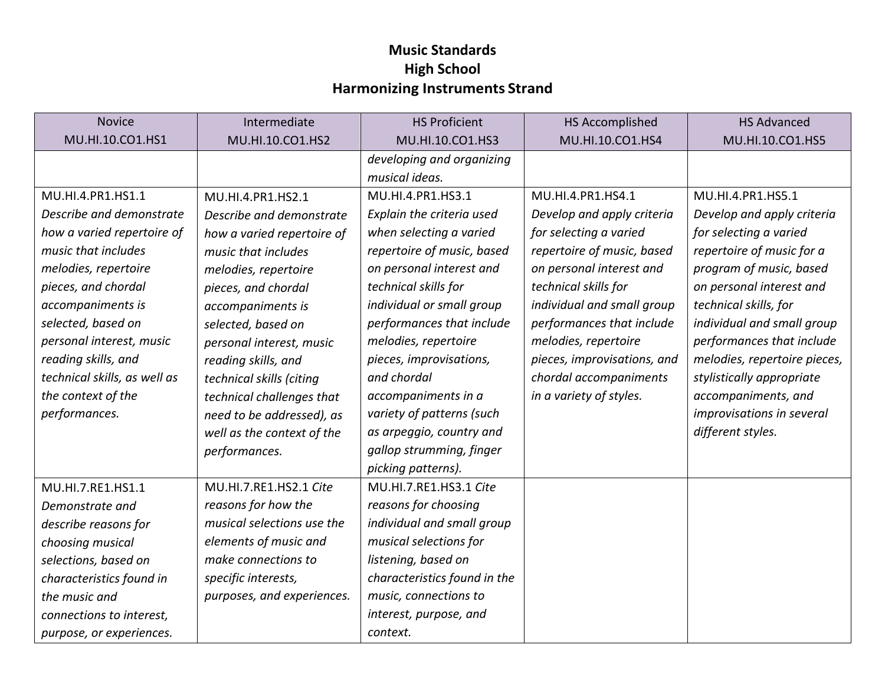**Music Standards**
**High School**
**Harmonizing Instruments Strand**

| Novice MU.HI.10.CO1.HS1 | Intermediate MU.HI.10.CO1.HS2 | HS Proficient MU.HI.10.CO1.HS3 | HS Accomplished MU.HI.10.CO1.HS4 | HS Advanced MU.HI.10.CO1.HS5 |
|---|---|---|---|---|
| | | *developing and organizing musical ideas.* | | |
| MU.HI.4.PR1.HS1.1 *Describe and demonstrate how a varied repertoire of music that includes melodies, repertoire pieces, and chordal accompaniments is selected, based on personal interest, music reading skills, and technical skills, as well as the context of the performances.* | MU.HI.4.PR1.HS2.1 *Describe and demonstrate how a varied repertoire of music that includes melodies, repertoire pieces, and chordal accompaniments is selected, based on personal interest, music reading skills, and technical skills (citing technical challenges that need to be addressed), as well as the context of the performances.* | MU.HI.4.PR1.HS3.1 *Explain the criteria used when selecting a varied repertoire of music, based on personal interest and technical skills for individual or small group performances that include melodies, repertoire pieces, improvisations, and chordal accompaniments in a variety of patterns (such as arpeggio, country and gallop strumming, finger picking patterns).* | MU.HI.4.PR1.HS4.1 *Develop and apply criteria for selecting a varied repertoire of music, based on personal interest and technical skills for individual and small group performances that include melodies, repertoire pieces, improvisations, and chordal accompaniments in a variety of styles.* | MU.HI.4.PR1.HS5.1 *Develop and apply criteria for selecting a varied repertoire of music for a program of music, based on personal interest and technical skills, for individual and small group performances that include melodies, repertoire pieces, stylistically appropriate accompaniments, and improvisations in several different styles.* |
| MU.HI.7.RE1.HS1.1 *Demonstrate and describe reasons for choosing musical selections, based on characteristics found in the music and connections to interest, purpose, or experiences.* | MU.HI.7.RE1.HS2.1 *Cite reasons for how the musical selections use the elements of music and make connections to specific interests, purposes, and experiences.* | MU.HI.7.RE1.HS3.1 *Cite reasons for choosing individual and small group musical selections for listening, based on characteristics found in the music, connections to interest, purpose, and context.* | | |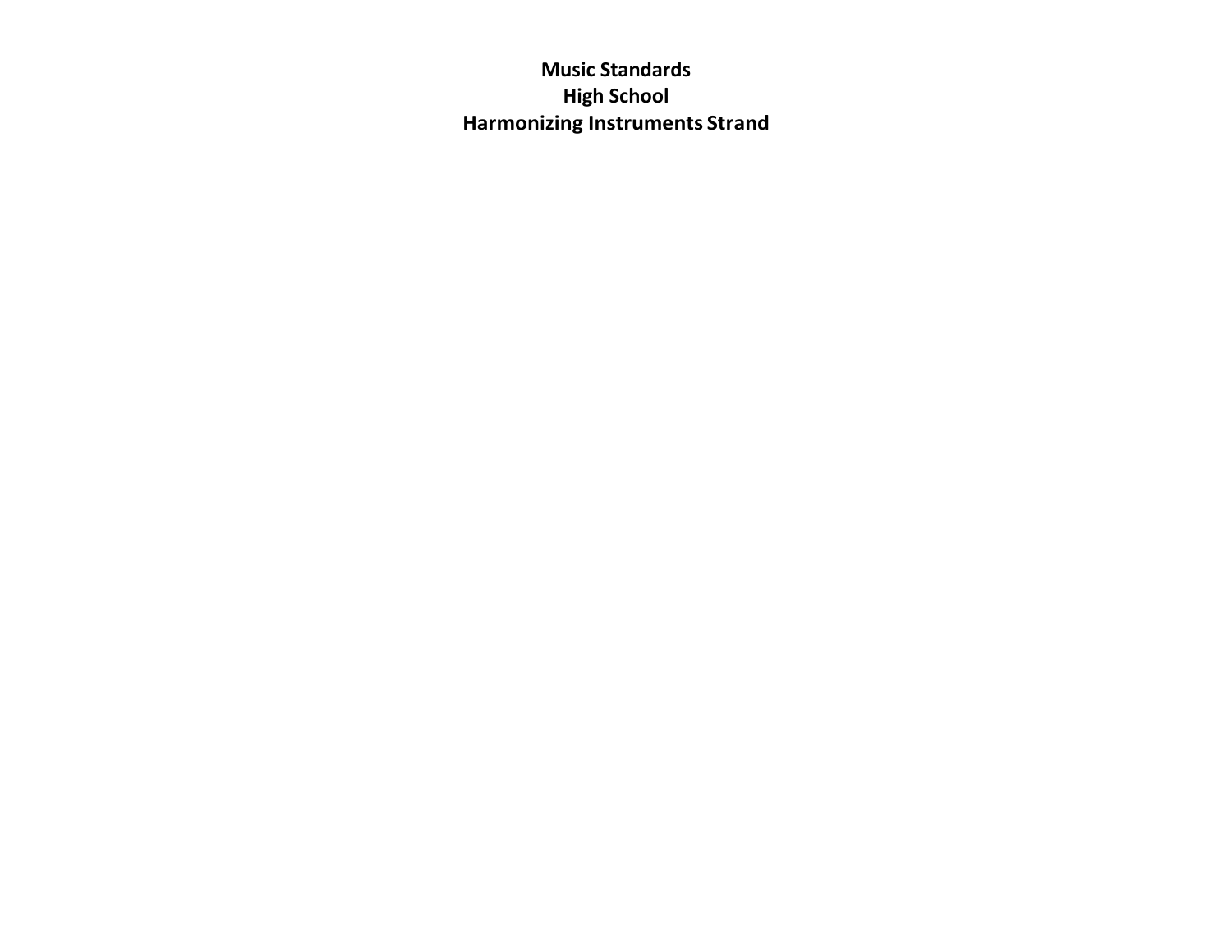# Music Standards
# High School
# Harmonizing Instruments Strand